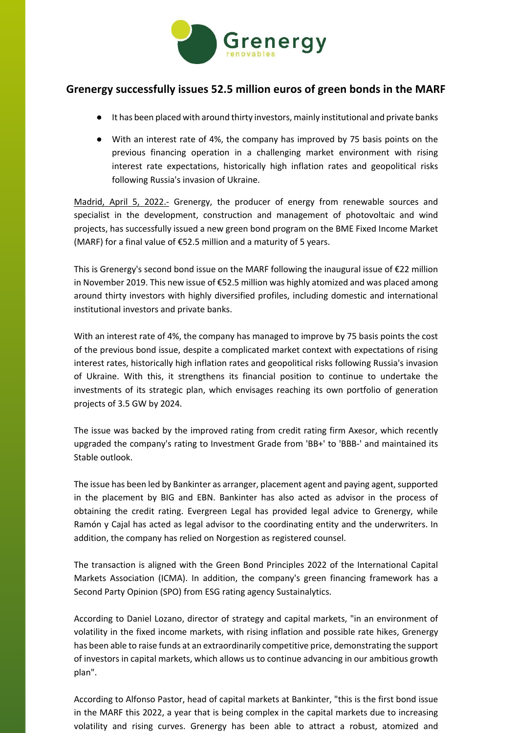# Grenergy successfully issues 52.5 million euros of green bonds in the MARF

- It has been placed with around thirty investors, mainly institutional and private banks
- With an interest rate of 4%, the company has improved by 75 basis points on the previous financing operation in a challenging market environment with rising interest rate expectations, historically high inflation rates and geopolitical risks following Russia's invasion of Ukraine.

Madrid, April 5, 2022.- Grenergy, the producer of energy from renewable sources and specialist in the development, construction and management of photovoltaic and wind projects, has successfully issued a new green bond program on the BME Fixed Income Market (MARF) for a final value of €52.5 million and a maturity of 5 years.

This is Grenergy's second bond issue on the MARF following the inaugural issue of €22 million in November 2019. This new issue of €52.5 million was highly atomized and was placed among around thirty investors with highly diversified profiles, including domestic and international institutional investors and private banks.

With an interest rate of 4%, the company has managed to improve by 75 basis points the cost of the previous bond issue, despite a complicated market context with expectations of rising interest rates, historically high inflation rates and geopolitical risks following Russia's invasion of Ukraine. With this, it strengthens its financial position to continue to undertake the investments of its strategic plan, which envisages reaching its own portfolio of generation projects of 3.5 GW by 2024.

The issue was backed by the improved rating from credit rating firm Axesor, which recently upgraded the company's rating to Investment Grade from 'BB+' to 'BBB-' and maintained its Stable outlook.

The issue has been led by Bankinter as arranger, placement agent and paying agent, supported in the placement by BIG and EBN. Bankinter has also acted as advisor in the process of obtaining the credit rating. Evergreen Legal has provided legal advice to Grenergy, while Ramón y Cajal has acted as legal advisor to the coordinating entity and the underwriters. In addition, the company has relied on Norgestion as registered counsel.

The transaction is aligned with the Green Bond Principles 2022 of the International Capital Markets Association (ICMA). In addition, the company's green financing framework has a Second Party Opinion (SPO) from ESG rating agency Sustainalytics.

According to Daniel Lozano, director of strategy and capital markets, "in an environment of volatility in the fixed income markets, with rising inflation and possible rate hikes, Grenergy has been able to raise funds at an extraordinarily competitive price, demonstrating the support of investors in capital markets, which allows us to continue advancing in our ambitious growth plan".

According to Alfonso Pastor, head of capital markets at Bankinter, "this is the first bond issue in the MARF this 2022, a year that is being complex in the capital markets due to increasing volatility and rising curves. Grenergy has been able to attract a robust, atomized and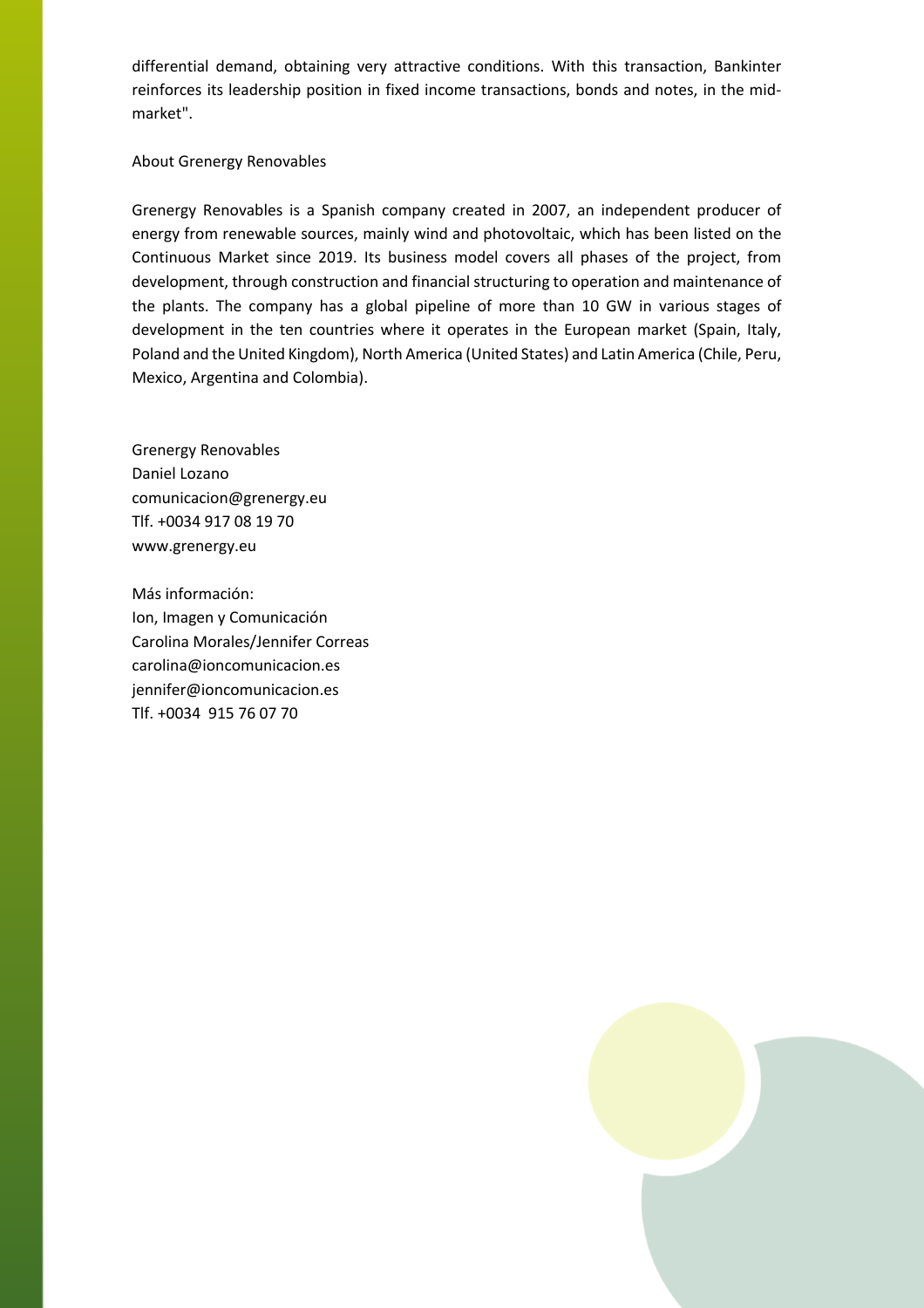differential demand, obtaining very attractive conditions. With this transaction, Bankinter reinforces its leadership position in fixed income transactions, bonds and notes, in the mid-market".

About Grenergy Renovables

Grenergy Renovables is a Spanish company created in 2007, an independent producer of energy from renewable sources, mainly wind and photovoltaic, which has been listed on the Continuous Market since 2019. Its business model covers all phases of the project, from development, through construction and financial structuring to operation and maintenance of the plants. The company has a global pipeline of more than 10 GW in various stages of development in the ten countries where it operates in the European market (Spain, Italy, Poland and the United Kingdom), North America (United States) and Latin America (Chile, Peru, Mexico, Argentina and Colombia).

Grenergy Renovables
Daniel Lozano
comunicacion@grenergy.eu
Tlf. +0034 917 08 19 70
www.grenergy.eu

Más información:
Ion, Imagen y Comunicación
Carolina Morales/Jennifer Correas
carolina@ioncomunicacion.es
jennifer@ioncomunicacion.es
Tlf. +0034 915 76 07 70